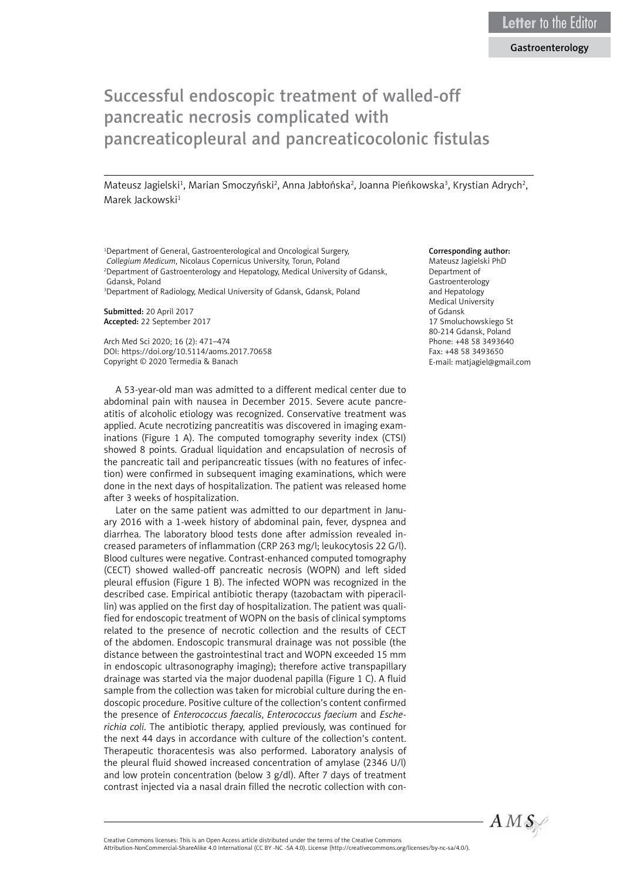Letter to the Editor

Gastroenterology

# Successful endoscopic treatment of walled-off pancreatic necrosis complicated with pancreaticopleural and pancreaticocolonic fistulas

Mateusz Jagielski[1], Marian Smoczyński[2], Anna Jabłońska[2], Joanna Pieńkowska[3], Krystian Adrych[2], Marek Jackowski[1]

[1]Department of General, Gastroenterological and Oncological Surgery, *Collegium Medicum*, Nicolaus Copernicus University, Torun, Poland
[2]Department of Gastroenterology and Hepatology, Medical University of Gdansk, Gdansk, Poland
[3]Department of Radiology, Medical University of Gdansk, Gdansk, Poland

**Submitted:** 20 April 2017
**Accepted:** 22 September 2017

Arch Med Sci 2020; 16 (2): 471–474
DOI: https://doi.org/10.5114/aoms.2017.70658
Copyright © 2020 Termedia & Banach

**Corresponding author:**
Mateusz Jagielski PhD
Department of Gastroenterology and Hepatology
Medical University of Gdansk
17 Smoluchowskiego St
80-214 Gdansk, Poland
Phone: +48 58 3493640
Fax: +48 58 3493650
E-mail: matjagiel@gmail.com

A 53-year-old man was admitted to a different medical center due to abdominal pain with nausea in December 2015. Severe acute pancreatitis of alcoholic etiology was recognized. Conservative treatment was applied. Acute necrotizing pancreatitis was discovered in imaging examinations (Figure 1 A). The computed tomography severity index (CTSI) showed 8 points. Gradual liquidation and encapsulation of necrosis of the pancreatic tail and peripancreatic tissues (with no features of infection) were confirmed in subsequent imaging examinations, which were done in the next days of hospitalization. The patient was released home after 3 weeks of hospitalization.

Later on the same patient was admitted to our department in January 2016 with a 1-week history of abdominal pain, fever, dyspnea and diarrhea. The laboratory blood tests done after admission revealed increased parameters of inflammation (CRP 263 mg/l; leukocytosis 22 G/l). Blood cultures were negative. Contrast-enhanced computed tomography (CECT) showed walled-off pancreatic necrosis (WOPN) and left sided pleural effusion (Figure 1 B). The infected WOPN was recognized in the described case. Empirical antibiotic therapy (tazobactam with piperacillin) was applied on the first day of hospitalization. The patient was qualified for endoscopic treatment of WOPN on the basis of clinical symptoms related to the presence of necrotic collection and the results of CECT of the abdomen. Endoscopic transmural drainage was not possible (the distance between the gastrointestinal tract and WOPN exceeded 15 mm in endoscopic ultrasonography imaging); therefore active transpapillary drainage was started via the major duodenal papilla (Figure 1 C). A fluid sample from the collection was taken for microbial culture during the endoscopic procedure. Positive culture of the collection's content confirmed the presence of *Enterococcus faecalis*, *Enterococcus faecium* and *Escherichia coli*. The antibiotic therapy, applied previously, was continued for the next 44 days in accordance with culture of the collection's content. Therapeutic thoracentesis was also performed. Laboratory analysis of the pleural fluid showed increased concentration of amylase (2346 U/l) and low protein concentration (below 3 g/dl). After 7 days of treatment contrast injected via a nasal drain filled the necrotic collection with con-

Creative Commons licenses: This is an Open Access article distributed under the terms of the Creative Commons Attribution-NonCommercial-ShareAlike 4.0 International (CC BY -NC -SA 4.0). License (http://creativecommons.org/licenses/by-nc-sa/4.0/).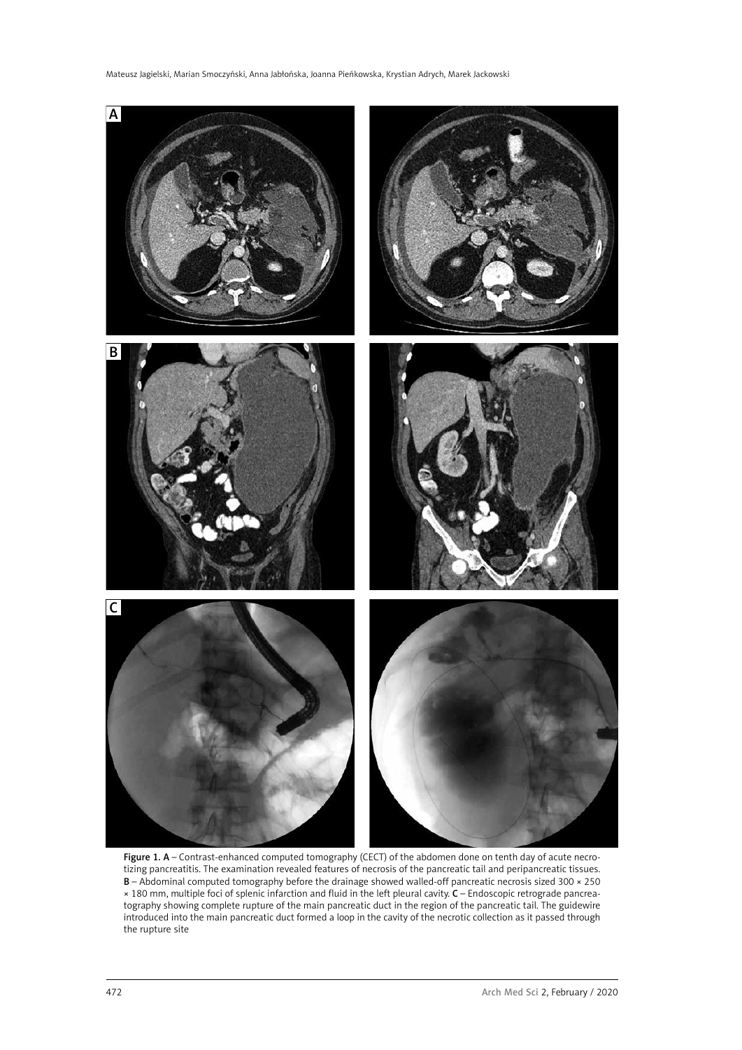Figure 1. A – Contrast-enhanced computed tomography (CECT) of the abdomen done on tenth day of acute necrotizing pancreatitis. The examination revealed features of necrosis of the pancreatic tail and peripancreatic tissues. B – Abdominal computed tomography before the drainage showed walled-off pancreatic necrosis sized 300 × 250 × 180 mm, multiple foci of splenic infarction and fluid in the left pleural cavity. C – Endoscopic retrograde pancreatography showing complete rupture of the main pancreatic duct in the region of the pancreatic tail. The guidewire introduced into the main pancreatic duct formed a loop in the cavity of the necrotic collection as it passed through the rupture site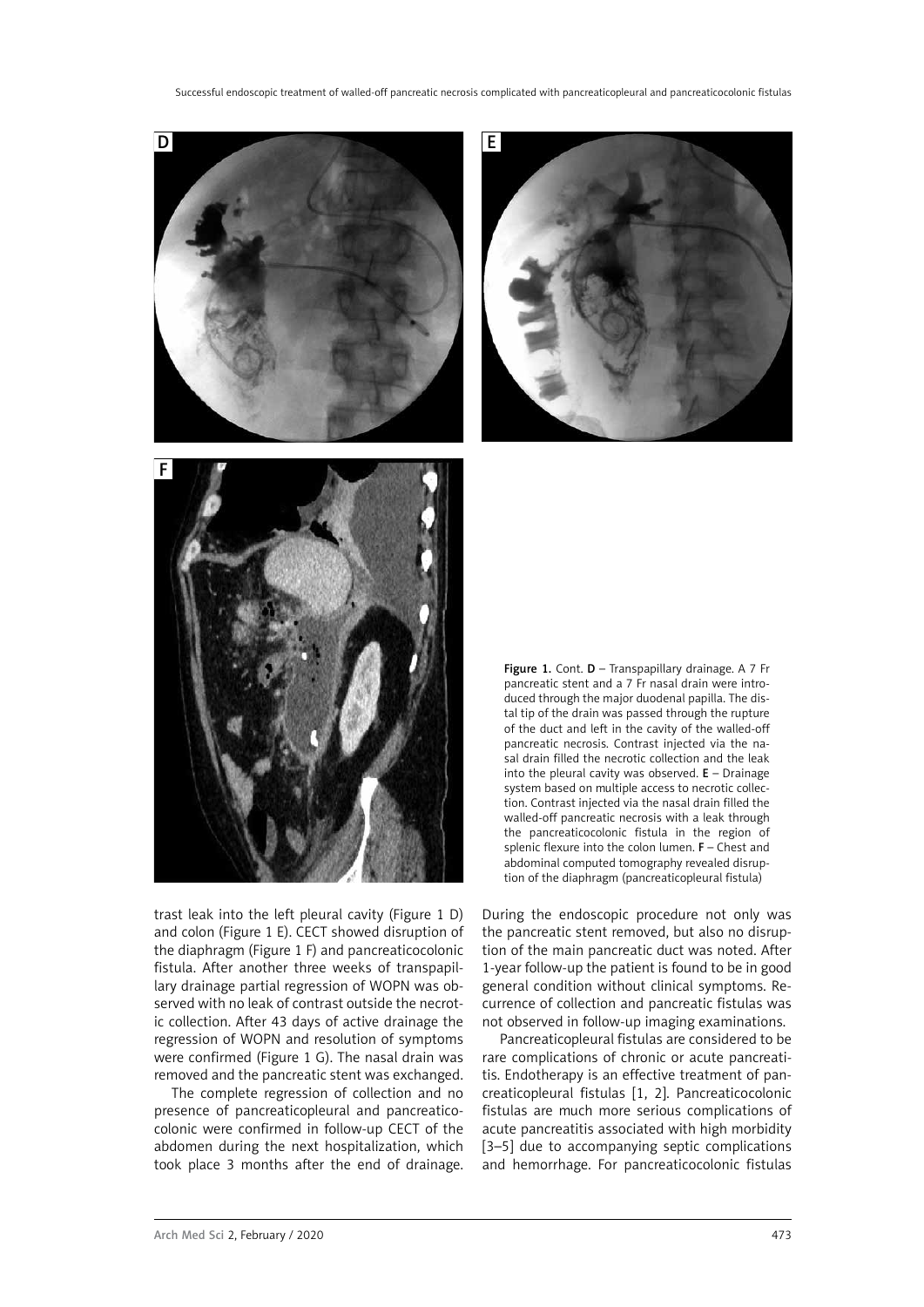Figure 1. Cont. D – Transpapillary drainage. A 7 Fr pancreatic stent and a 7 Fr nasal drain were introduced through the major duodenal papilla. The distal tip of the drain was passed through the rupture of the duct and left in the cavity of the walled-off pancreatic necrosis. Contrast injected via the nasal drain filled the necrotic collection and the leak into the pleural cavity was observed. E – Drainage system based on multiple access to necrotic collection. Contrast injected via the nasal drain filled the walled-off pancreatic necrosis with a leak through the pancreaticocolonic fistula in the region of splenic flexure into the colon lumen. F – Chest and abdominal computed tomography revealed disruption of the diaphragm (pancreaticopleural fistula)

trast leak into the left pleural cavity (Figure 1 D) and colon (Figure 1 E). CECT showed disruption of the diaphragm (Figure 1 F) and pancreaticocolonic fistula. After another three weeks of transpapillary drainage partial regression of WOPN was observed with no leak of contrast outside the necrotic collection. After 43 days of active drainage the regression of WOPN and resolution of symptoms were confirmed (Figure 1 G). The nasal drain was removed and the pancreatic stent was exchanged.

The complete regression of collection and no presence of pancreaticopleural and pancreaticocolonic were confirmed in follow-up CECT of the abdomen during the next hospitalization, which took place 3 months after the end of drainage. During the endoscopic procedure not only was the pancreatic stent removed, but also no disruption of the main pancreatic duct was noted. After 1-year follow-up the patient is found to be in good general condition without clinical symptoms. Recurrence of collection and pancreatic fistulas was not observed in follow-up imaging examinations.

Pancreaticopleural fistulas are considered to be rare complications of chronic or acute pancreatitis. Endotherapy is an effective treatment of pancreaticopleural fistulas [1, 2]. Pancreaticocolonic fistulas are much more serious complications of acute pancreatitis associated with high morbidity [3–5] due to accompanying septic complications and hemorrhage. For pancreaticocolonic fistulas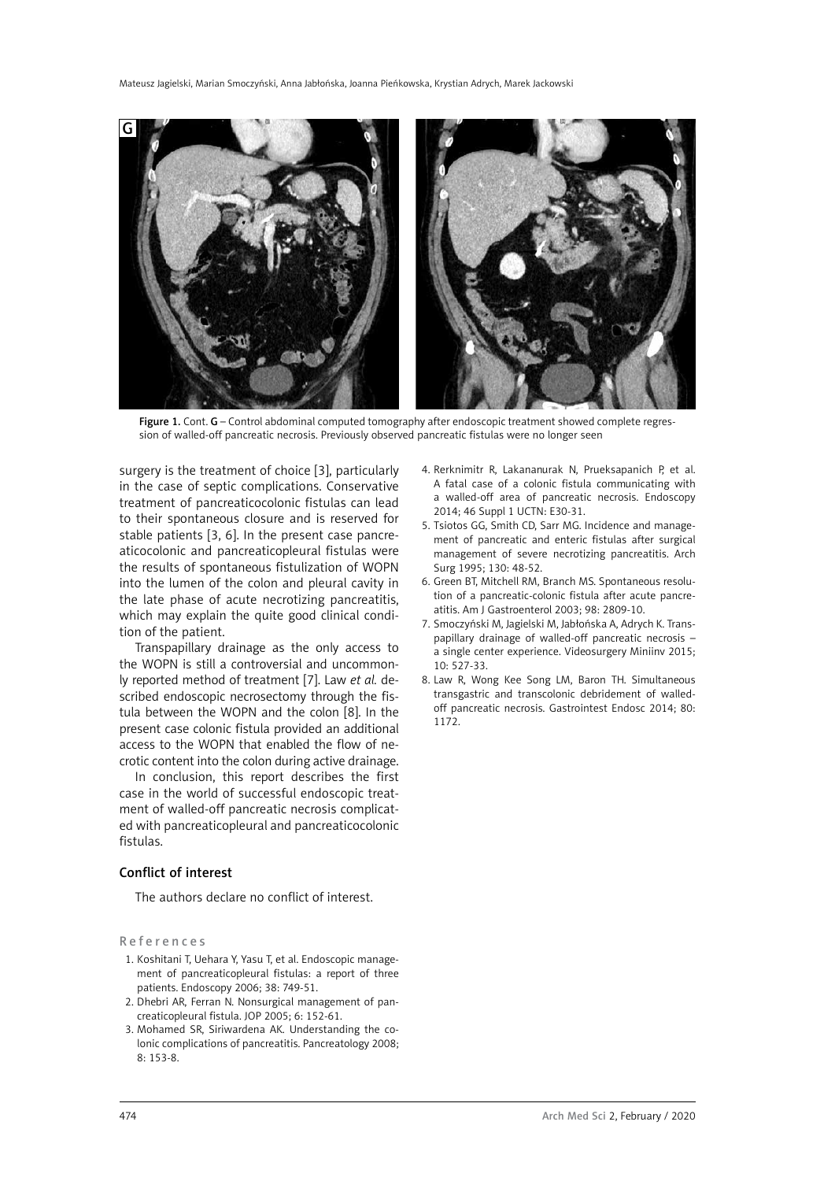Figure 1. Cont. G – Control abdominal computed tomography after endoscopic treatment showed complete regression of walled-off pancreatic necrosis. Previously observed pancreatic fistulas were no longer seen

surgery is the treatment of choice [3], particularly in the case of septic complications. Conservative treatment of pancreaticocolonic fistulas can lead to their spontaneous closure and is reserved for stable patients [3, 6]. In the present case pancreaticocolonic and pancreaticopleural fistulas were the results of spontaneous fistulization of WOPN into the lumen of the colon and pleural cavity in the late phase of acute necrotizing pancreatitis, which may explain the quite good clinical condition of the patient.

Transpapillary drainage as the only access to the WOPN is still a controversial and uncommonly reported method of treatment [7]. Law *et al.* described endoscopic necrosectomy through the fistula between the WOPN and the colon [8]. In the present case colonic fistula provided an additional access to the WOPN that enabled the flow of necrotic content into the colon during active drainage.

In conclusion, this report describes the first case in the world of successful endoscopic treatment of walled-off pancreatic necrosis complicated with pancreaticopleural and pancreaticocolonic fistulas.

## Conflict of interest

The authors declare no conflict of interest.

## References

1. Koshitani T, Uehara Y, Yasu T, et al. Endoscopic management of pancreaticopleural fistulas: a report of three patients. Endoscopy 2006; 38: 749-51.
2. Dhebri AR, Ferran N. Nonsurgical management of pancreaticopleural fistula. JOP 2005; 6: 152-61.
3. Mohamed SR, Siriwardena AK. Understanding the colonic complications of pancreatitis. Pancreatology 2008; 8: 153-8.
4. Rerknimitr R, Lakananurak N, Prueksapanich P, et al. A fatal case of a colonic fistula communicating with a walled-off area of pancreatic necrosis. Endoscopy 2014; 46 Suppl 1 UCTN: E30-31.
5. Tsiotos GG, Smith CD, Sarr MG. Incidence and management of pancreatic and enteric fistulas after surgical management of severe necrotizing pancreatitis. Arch Surg 1995; 130: 48-52.
6. Green BT, Mitchell RM, Branch MS. Spontaneous resolution of a pancreatic-colonic fistula after acute pancreatitis. Am J Gastroenterol 2003; 98: 2809-10.
7. Smoczyński M, Jagielski M, Jabłońska A, Adrych K. Transpapillary drainage of walled-off pancreatic necrosis – a single center experience. Videosurgery Miniinv 2015; 10: 527-33.
8. Law R, Wong Kee Song LM, Baron TH. Simultaneous transgastric and transcolonic debridement of walled-off pancreatic necrosis. Gastrointest Endosc 2014; 80: 1172.